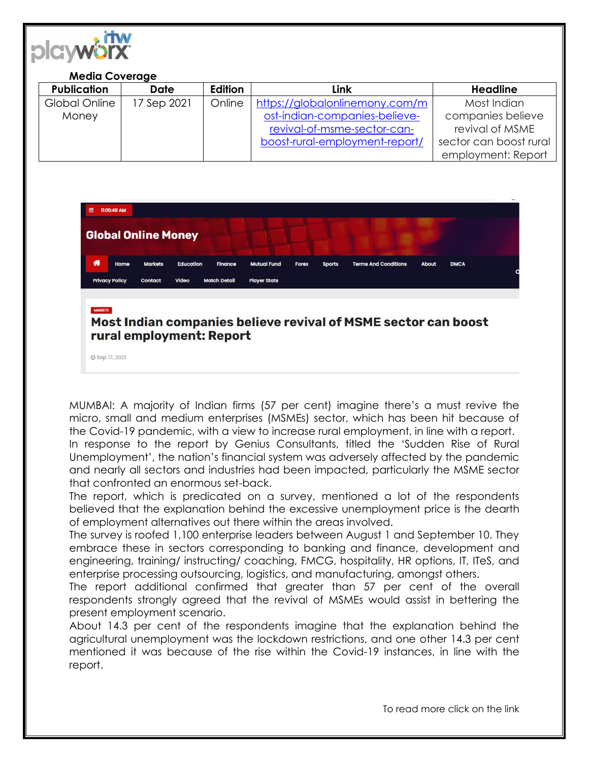**Media Coverage**

| Publication | Date | Edition | Link | Headline |
|---|---|---|---|---|
| Global Online Money | 17 Sep 2021 | Online | https://globalonlinemony.com/most-indian-companies-believe-revival-of-msme-sector-can-boost-rural-employment-report/ | Most Indian companies believe revival of MSME sector can boost rural employment: Report |

11:05:49 AM

**Global Online Money**

Home | Markets | Education | Finance | Mutual Fund | Forex | Sports | Terms And Conditions | About | DMCA | Privacy Policy | Contact | Video | Match Detail | Player Stats

MARKETS

## Most Indian companies believe revival of MSME sector can boost rural employment: Report

Sep 17, 2021

MUMBAI: A majority of Indian firms (57 per cent) imagine there's a must revive the micro, small and medium enterprises (MSMEs) sector, which has been hit because of the Covid-19 pandemic, with a view to increase rural employment, in line with a report.

In response to the report by Genius Consultants, titled the 'Sudden Rise of Rural Unemployment', the nation's financial system was adversely affected by the pandemic and nearly all sectors and industries had been impacted, particularly the MSME sector that confronted an enormous set-back.

The report, which is predicated on a survey, mentioned a lot of the respondents believed that the explanation behind the excessive unemployment price is the dearth of employment alternatives out there within the areas involved.

The survey is roofed 1,100 enterprise leaders between August 1 and September 10. They embrace these in sectors corresponding to banking and finance, development and engineering, training/ instructing/ coaching, FMCG, hospitality, HR options, IT, ITeS, and enterprise processing outsourcing, logistics, and manufacturing, amongst others.

The report additional confirmed that greater than 57 per cent of the overall respondents strongly agreed that the revival of MSMEs would assist in bettering the present employment scenario.

About 14.3 per cent of the respondents imagine that the explanation behind the agricultural unemployment was the lockdown restrictions, and one other 14.3 per cent mentioned it was because of the rise within the Covid-19 instances, in line with the report.

To read more click on the link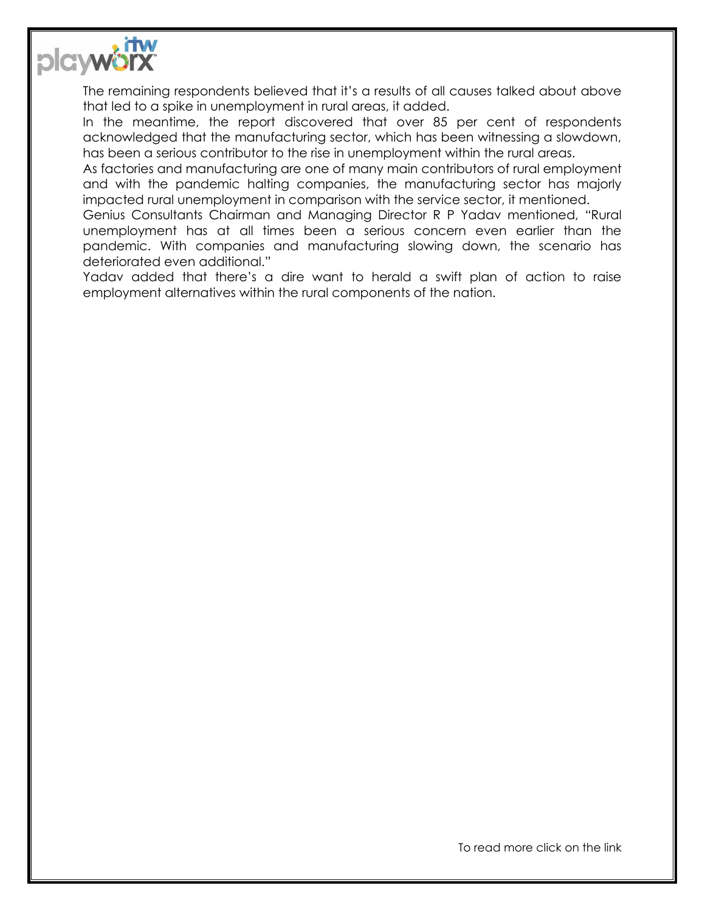The remaining respondents believed that it's a results of all causes talked about above that led to a spike in unemployment in rural areas, it added.

In the meantime, the report discovered that over 85 per cent of respondents acknowledged that the manufacturing sector, which has been witnessing a slowdown, has been a serious contributor to the rise in unemployment within the rural areas.

As factories and manufacturing are one of many main contributors of rural employment and with the pandemic halting companies, the manufacturing sector has majorly impacted rural unemployment in comparison with the service sector, it mentioned.

Genius Consultants Chairman and Managing Director R P Yadav mentioned, "Rural unemployment has at all times been a serious concern even earlier than the pandemic. With companies and manufacturing slowing down, the scenario has deteriorated even additional."

Yadav added that there's a dire want to herald a swift plan of action to raise employment alternatives within the rural components of the nation.

To read more click on the link